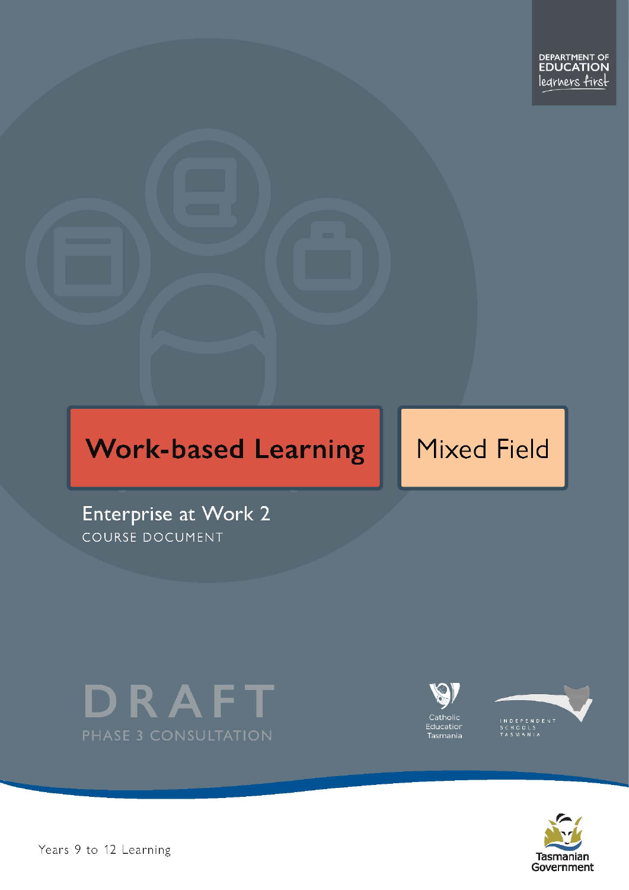DEPARTMENT OF EDUCATION
learners first

# Work-based Learning

Mixed Field

## Enterprise at Work 2

COURSE DOCUMENT

DRAFT

PHASE 3 CONSULTATION

Catholic Education Tasmania

INDEPENDENT SCHOOLS TASMANIA

Years 9 to 12 Learning

Tasmanian Government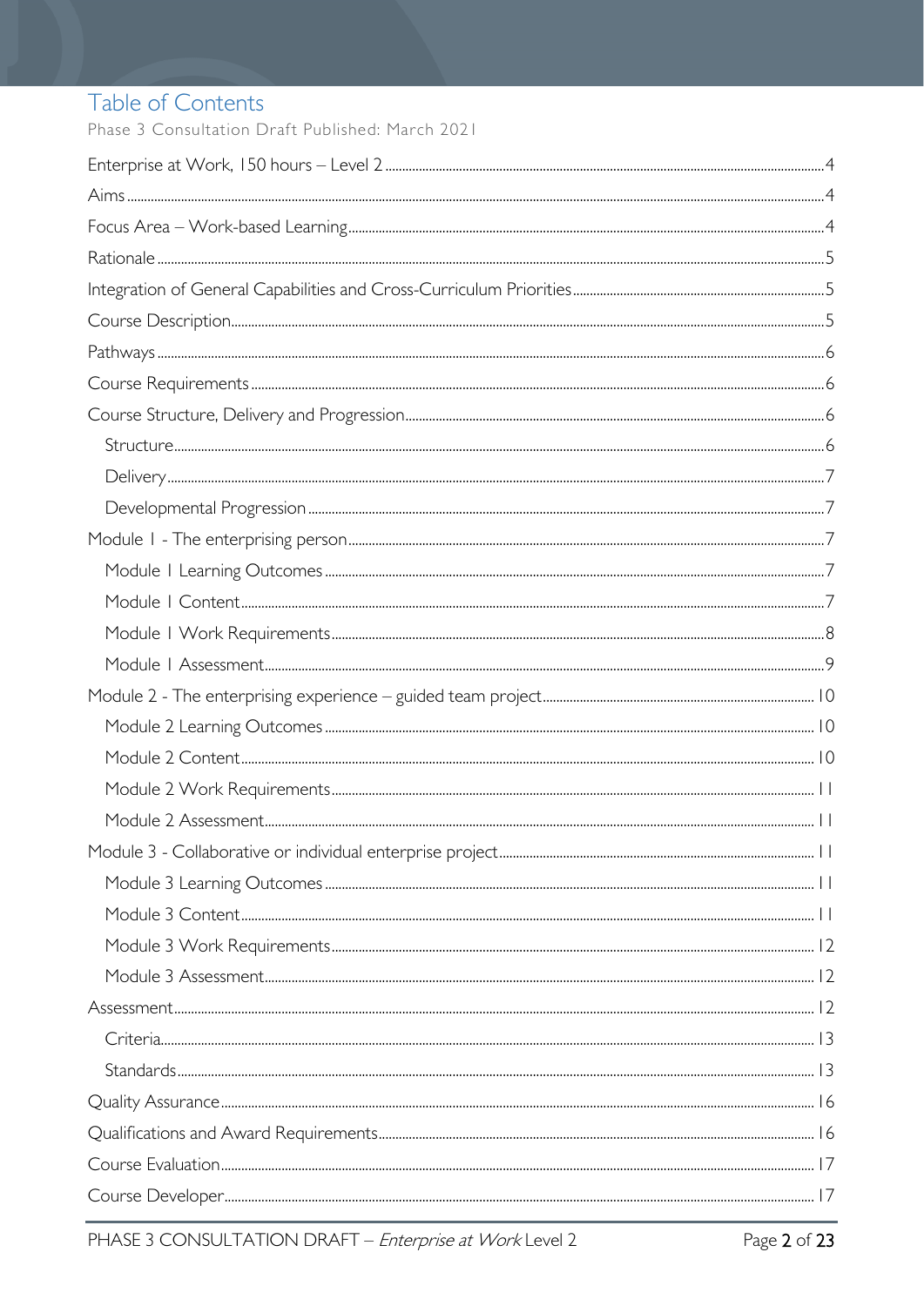# Table of Contents

Phase 3 Consultation Draft Published: March 2021

- Enterprise at Work, 150 hours – Level 2 ........ 4
- Aims ........ 4
- Focus Area – Work-based Learning ........ 4
- Rationale ........ 5
- Integration of General Capabilities and Cross-Curriculum Priorities ........ 5
- Course Description ........ 5
- Pathways ........ 6
- Course Requirements ........ 6
- Course Structure, Delivery and Progression ........ 6
  - Structure ........ 6
  - Delivery ........ 7
  - Developmental Progression ........ 7
- Module 1 - The enterprising person ........ 7
  - Module 1 Learning Outcomes ........ 7
  - Module 1 Content ........ 7
  - Module 1 Work Requirements ........ 8
  - Module 1 Assessment ........ 9
- Module 2 - The enterprising experience – guided team project ........ 10
  - Module 2 Learning Outcomes ........ 10
  - Module 2 Content ........ 10
  - Module 2 Work Requirements ........ 11
  - Module 2 Assessment ........ 11
- Module 3 - Collaborative or individual enterprise project ........ 11
  - Module 3 Learning Outcomes ........ 11
  - Module 3 Content ........ 11
  - Module 3 Work Requirements ........ 12
  - Module 3 Assessment ........ 12
- Assessment ........ 12
  - Criteria ........ 13
  - Standards ........ 13
- Quality Assurance ........ 16
- Qualifications and Award Requirements ........ 16
- Course Evaluation ........ 17
- Course Developer ........ 17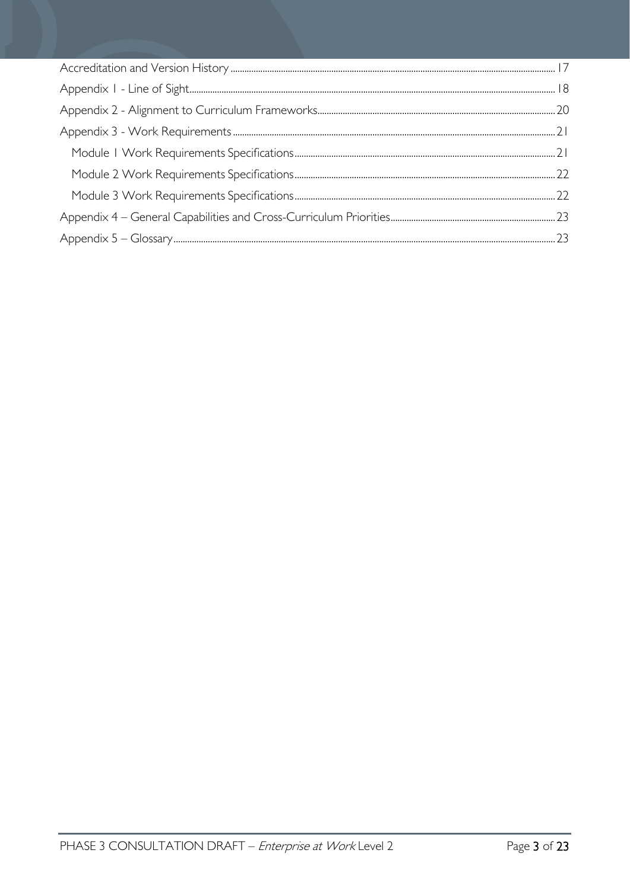Accreditation and Version History ..... 17

Appendix 1 - Line of Sight ..... 18

Appendix 2 - Alignment to Curriculum Frameworks ..... 20

Appendix 3 - Work Requirements ..... 21

- Module 1 Work Requirements Specifications ..... 21
- Module 2 Work Requirements Specifications ..... 22
- Module 3 Work Requirements Specifications ..... 22

Appendix 4 – General Capabilities and Cross-Curriculum Priorities ..... 23

Appendix 5 – Glossary ..... 23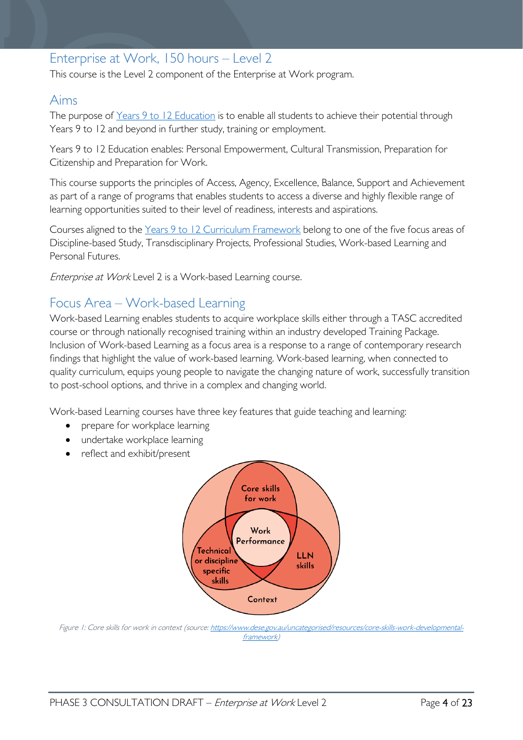## Enterprise at Work, 150 hours – Level 2

This course is the Level 2 component of the Enterprise at Work program.

## Aims

The purpose of Years 9 to 12 Education is to enable all students to achieve their potential through Years 9 to 12 and beyond in further study, training or employment.

Years 9 to 12 Education enables: Personal Empowerment, Cultural Transmission, Preparation for Citizenship and Preparation for Work.

This course supports the principles of Access, Agency, Excellence, Balance, Support and Achievement as part of a range of programs that enables students to access a diverse and highly flexible range of learning opportunities suited to their level of readiness, interests and aspirations.

Courses aligned to the Years 9 to 12 Curriculum Framework belong to one of the five focus areas of Discipline-based Study, Transdisciplinary Projects, Professional Studies, Work-based Learning and Personal Futures.

*Enterprise at Work* Level 2 is a Work-based Learning course.

## Focus Area – Work-based Learning

Work-based Learning enables students to acquire workplace skills either through a TASC accredited course or through nationally recognised training within an industry developed Training Package. Inclusion of Work-based Learning as a focus area is a response to a range of contemporary research findings that highlight the value of work-based learning. Work-based learning, when connected to quality curriculum, equips young people to navigate the changing nature of work, successfully transition to post-school options, and thrive in a complex and changing world.

Work-based Learning courses have three key features that guide teaching and learning:

- prepare for workplace learning
- undertake workplace learning
- reflect and exhibit/present

Core skills for work

Work Performance

Technical or discipline specific skills

LLN skills

Context

*Figure 1: Core skills for work in context (source: https://www.dese.gov.au/uncategorised/resources/core-skills-work-developmental-framework)*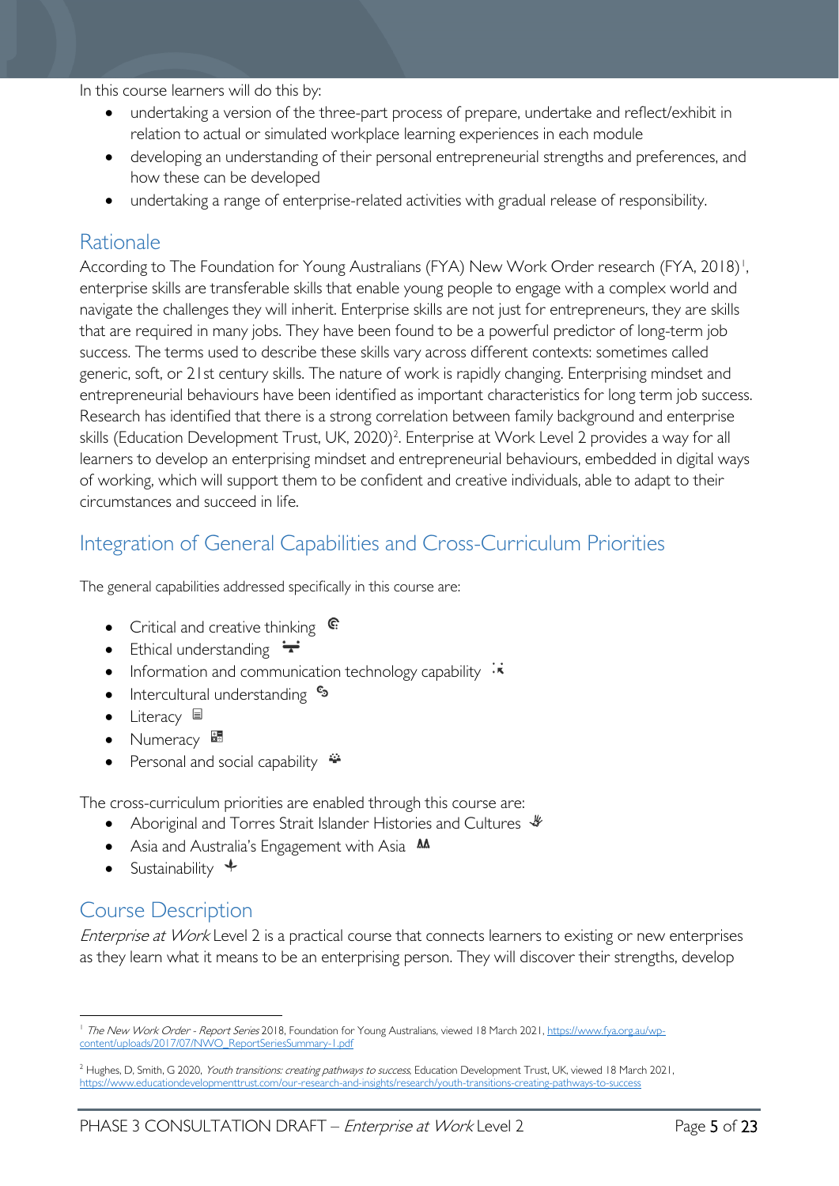In this course learners will do this by:

- undertaking a version of the three-part process of prepare, undertake and reflect/exhibit in relation to actual or simulated workplace learning experiences in each module
- developing an understanding of their personal entrepreneurial strengths and preferences, and how these can be developed
- undertaking a range of enterprise-related activities with gradual release of responsibility.

## Rationale

According to The Foundation for Young Australians (FYA) New Work Order research (FYA, 2018)[1], enterprise skills are transferable skills that enable young people to engage with a complex world and navigate the challenges they will inherit. Enterprise skills are not just for entrepreneurs, they are skills that are required in many jobs. They have been found to be a powerful predictor of long-term job success. The terms used to describe these skills vary across different contexts: sometimes called generic, soft, or 21st century skills. The nature of work is rapidly changing. Enterprising mindset and entrepreneurial behaviours have been identified as important characteristics for long term job success. Research has identified that there is a strong correlation between family background and enterprise skills (Education Development Trust, UK, 2020)[2]. Enterprise at Work Level 2 provides a way for all learners to develop an enterprising mindset and entrepreneurial behaviours, embedded in digital ways of working, which will support them to be confident and creative individuals, able to adapt to their circumstances and succeed in life.

## Integration of General Capabilities and Cross-Curriculum Priorities

The general capabilities addressed specifically in this course are:

- Critical and creative thinking
- Ethical understanding
- Information and communication technology capability
- Intercultural understanding
- Literacy
- Numeracy
- Personal and social capability

The cross-curriculum priorities are enabled through this course are:

- Aboriginal and Torres Strait Islander Histories and Cultures
- Asia and Australia's Engagement with Asia
- Sustainability

## Course Description

*Enterprise at Work* Level 2 is a practical course that connects learners to existing or new enterprises as they learn what it means to be an enterprising person. They will discover their strengths, develop

---

[1] *The New Work Order - Report Series* 2018, Foundation for Young Australians, viewed 18 March 2021, https://www.fya.org.au/wp-content/uploads/2017/07/NWO_ReportSeriesSummary-1.pdf

[2] Hughes, D, Smith, G 2020, *Youth transitions: creating pathways to success*, Education Development Trust, UK, viewed 18 March 2021, https://www.educationdevelopmenttrust.com/our-research-and-insights/research/youth-transitions-creating-pathways-to-success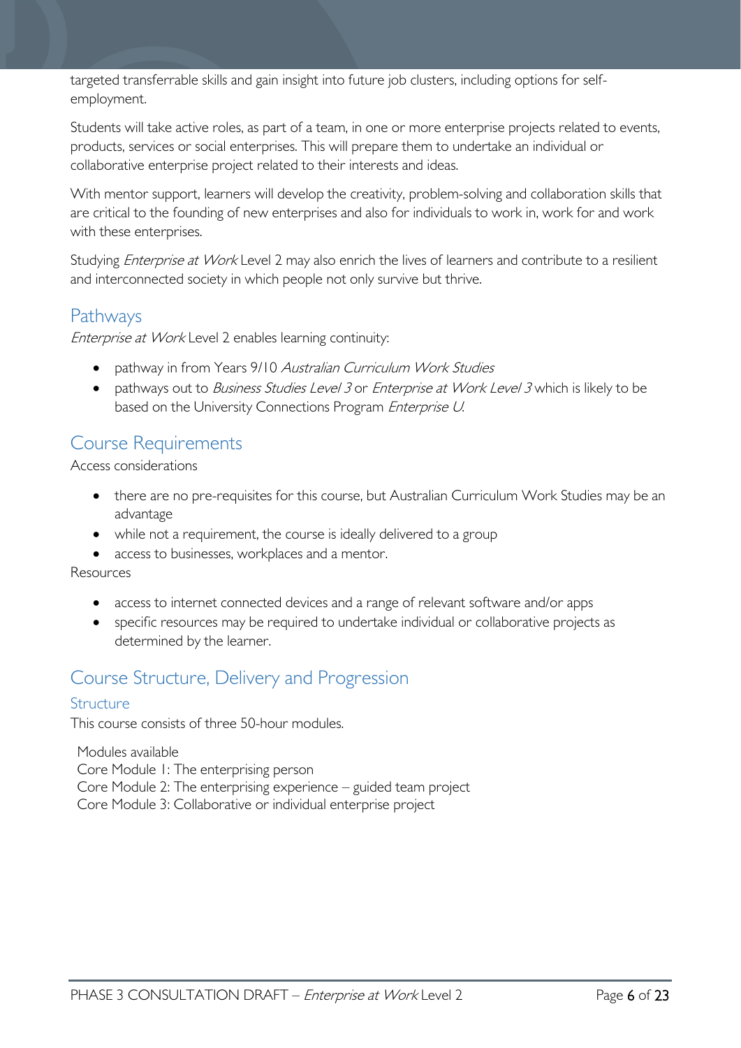targeted transferrable skills and gain insight into future job clusters, including options for self-employment.

Students will take active roles, as part of a team, in one or more enterprise projects related to events, products, services or social enterprises. This will prepare them to undertake an individual or collaborative enterprise project related to their interests and ideas.

With mentor support, learners will develop the creativity, problem-solving and collaboration skills that are critical to the founding of new enterprises and also for individuals to work in, work for and work with these enterprises.

Studying *Enterprise at Work* Level 2 may also enrich the lives of learners and contribute to a resilient and interconnected society in which people not only survive but thrive.

## Pathways

*Enterprise at Work* Level 2 enables learning continuity:

- pathway in from Years 9/10 *Australian Curriculum Work Studies*
- pathways out to *Business Studies Level 3* or *Enterprise at Work Level 3* which is likely to be based on the University Connections Program *Enterprise U*.

## Course Requirements

Access considerations

- there are no pre-requisites for this course, but Australian Curriculum Work Studies may be an advantage
- while not a requirement, the course is ideally delivered to a group
- access to businesses, workplaces and a mentor.

Resources

- access to internet connected devices and a range of relevant software and/or apps
- specific resources may be required to undertake individual or collaborative projects as determined by the learner.

## Course Structure, Delivery and Progression

### Structure

This course consists of three 50-hour modules.

Modules available

Core Module 1: The enterprising person

Core Module 2: The enterprising experience – guided team project

Core Module 3: Collaborative or individual enterprise project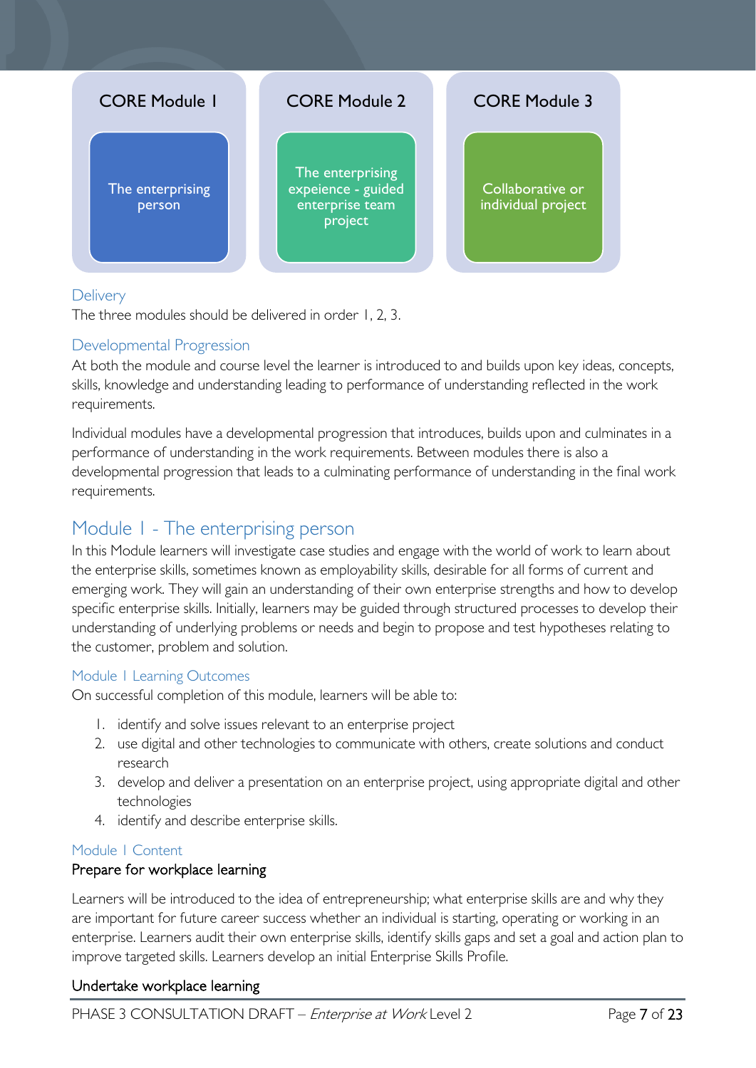| CORE Module 1 | CORE Module 2 | CORE Module 3 |
|---|---|---|
| The enterprising person | The enterprising expeience - guided enterprise team project | Collaborative or individual project |

### Delivery

The three modules should be delivered in order 1, 2, 3.

### Developmental Progression

At both the module and course level the learner is introduced to and builds upon key ideas, concepts, skills, knowledge and understanding leading to performance of understanding reflected in the work requirements.

Individual modules have a developmental progression that introduces, builds upon and culminates in a performance of understanding in the work requirements. Between modules there is also a developmental progression that leads to a culminating performance of understanding in the final work requirements.

## Module 1 - The enterprising person

In this Module learners will investigate case studies and engage with the world of work to learn about the enterprise skills, sometimes known as employability skills, desirable for all forms of current and emerging work. They will gain an understanding of their own enterprise strengths and how to develop specific enterprise skills. Initially, learners may be guided through structured processes to develop their understanding of underlying problems or needs and begin to propose and test hypotheses relating to the customer, problem and solution.

### Module 1 Learning Outcomes

On successful completion of this module, learners will be able to:

1. identify and solve issues relevant to an enterprise project
2. use digital and other technologies to communicate with others, create solutions and conduct research
3. develop and deliver a presentation on an enterprise project, using appropriate digital and other technologies
4. identify and describe enterprise skills.

### Module 1 Content

#### Prepare for workplace learning

Learners will be introduced to the idea of entrepreneurship; what enterprise skills are and why they are important for future career success whether an individual is starting, operating or working in an enterprise. Learners audit their own enterprise skills, identify skills gaps and set a goal and action plan to improve targeted skills. Learners develop an initial Enterprise Skills Profile.

#### Undertake workplace learning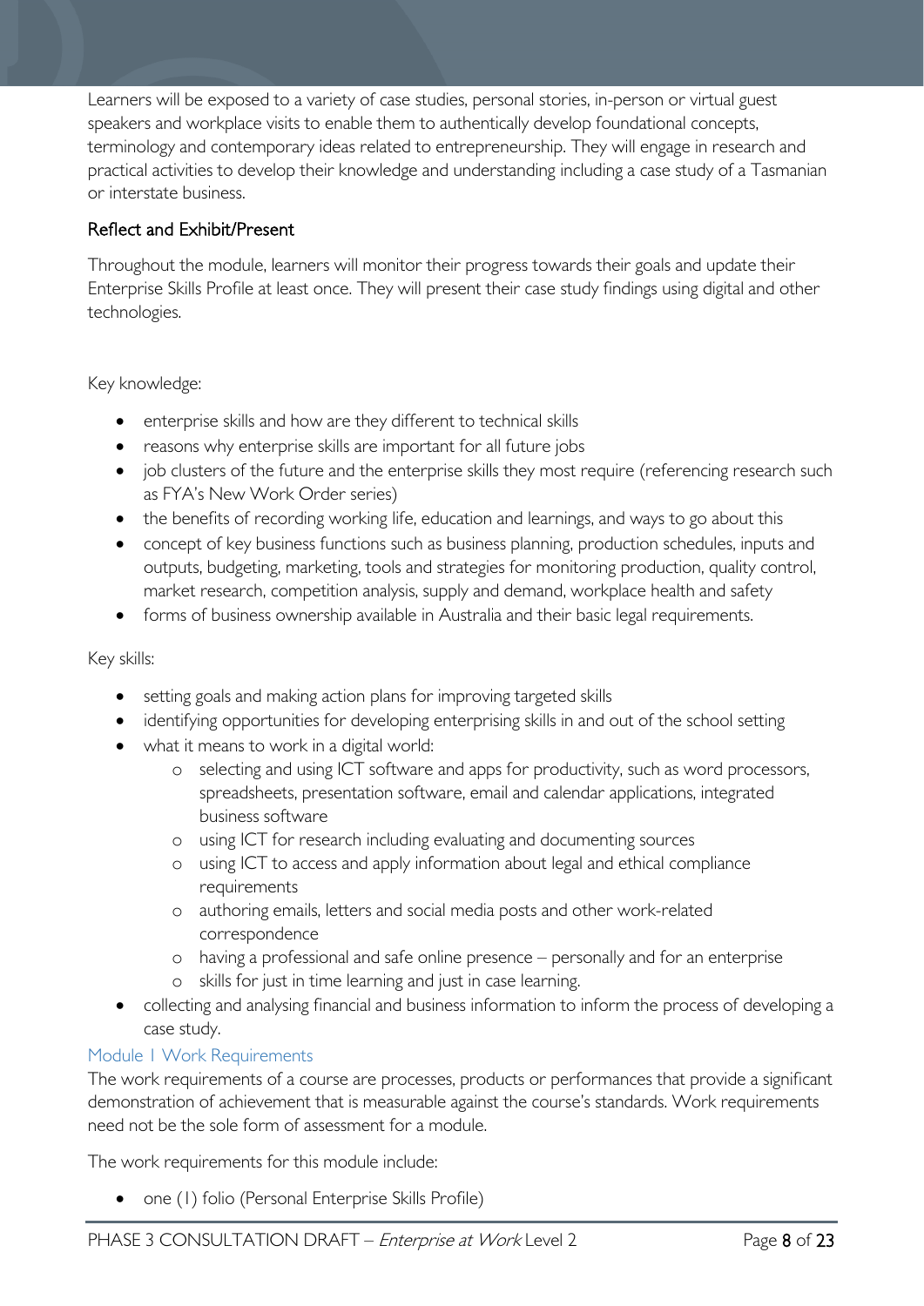Learners will be exposed to a variety of case studies, personal stories, in-person or virtual guest speakers and workplace visits to enable them to authentically develop foundational concepts, terminology and contemporary ideas related to entrepreneurship. They will engage in research and practical activities to develop their knowledge and understanding including a case study of a Tasmanian or interstate business.

### Reflect and Exhibit/Present

Throughout the module, learners will monitor their progress towards their goals and update their Enterprise Skills Profile at least once. They will present their case study findings using digital and other technologies.

Key knowledge:

- enterprise skills and how are they different to technical skills
- reasons why enterprise skills are important for all future jobs
- job clusters of the future and the enterprise skills they most require (referencing research such as FYA's New Work Order series)
- the benefits of recording working life, education and learnings, and ways to go about this
- concept of key business functions such as business planning, production schedules, inputs and outputs, budgeting, marketing, tools and strategies for monitoring production, quality control, market research, competition analysis, supply and demand, workplace health and safety
- forms of business ownership available in Australia and their basic legal requirements.

Key skills:

- setting goals and making action plans for improving targeted skills
- identifying opportunities for developing enterprising skills in and out of the school setting
- what it means to work in a digital world:
    - selecting and using ICT software and apps for productivity, such as word processors, spreadsheets, presentation software, email and calendar applications, integrated business software
    - using ICT for research including evaluating and documenting sources
    - using ICT to access and apply information about legal and ethical compliance requirements
    - authoring emails, letters and social media posts and other work-related correspondence
    - having a professional and safe online presence – personally and for an enterprise
    - skills for just in time learning and just in case learning.
- collecting and analysing financial and business information to inform the process of developing a case study.

### Module 1 Work Requirements

The work requirements of a course are processes, products or performances that provide a significant demonstration of achievement that is measurable against the course's standards. Work requirements need not be the sole form of assessment for a module.

The work requirements for this module include:

- one (1) folio (Personal Enterprise Skills Profile)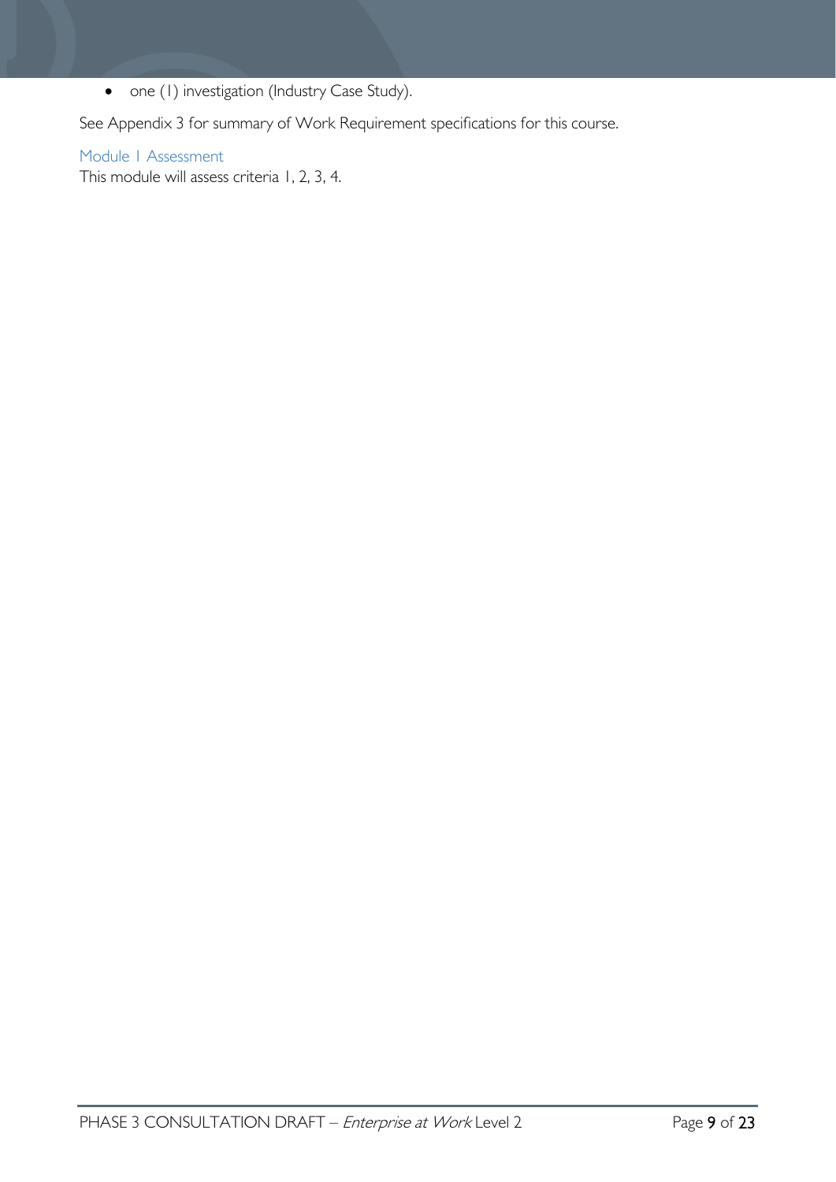- one (1) investigation (Industry Case Study).

See Appendix 3 for summary of Work Requirement specifications for this course.

### Module 1 Assessment

This module will assess criteria 1, 2, 3, 4.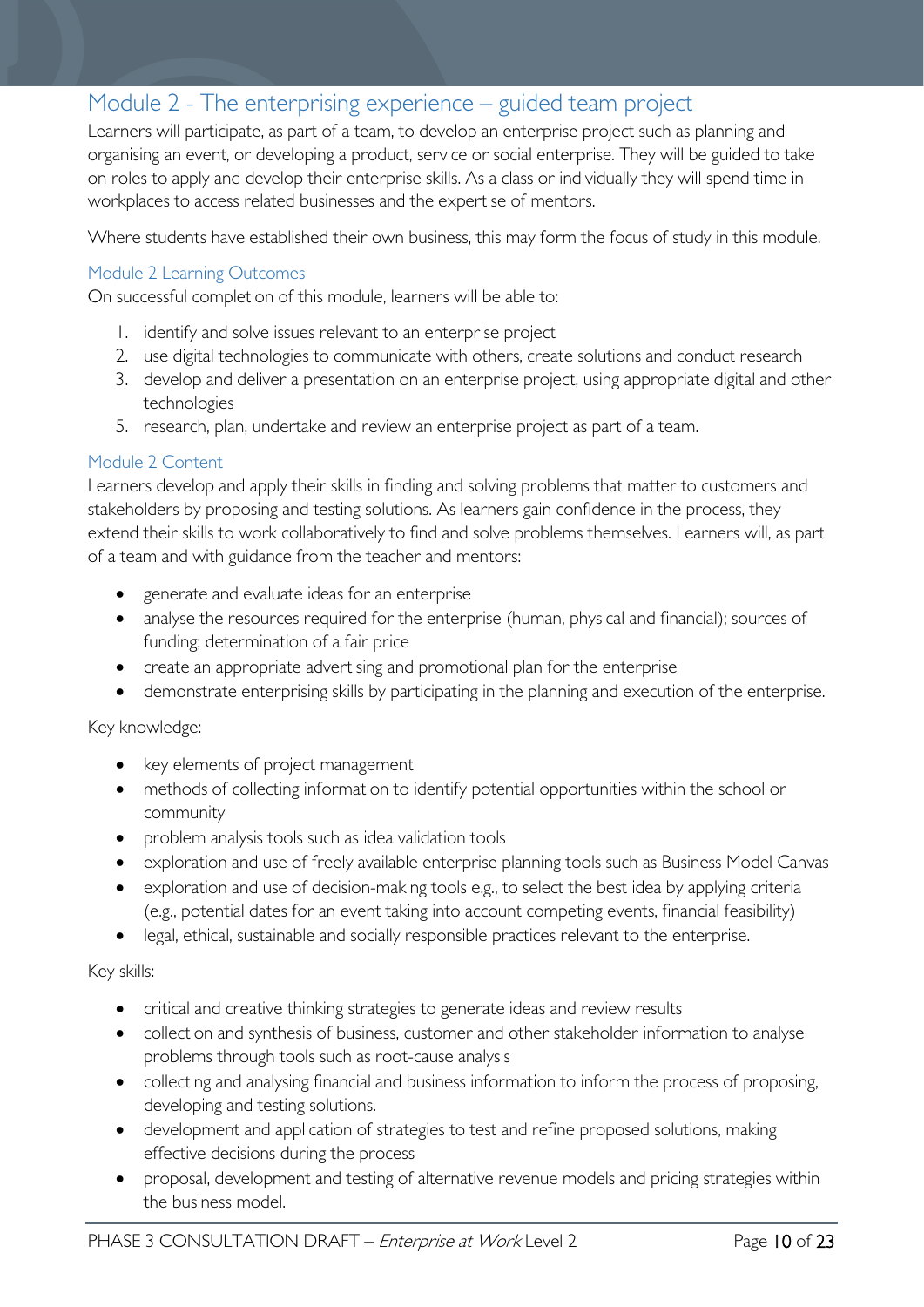## Module 2 - The enterprising experience – guided team project

Learners will participate, as part of a team, to develop an enterprise project such as planning and organising an event, or developing a product, service or social enterprise. They will be guided to take on roles to apply and develop their enterprise skills. As a class or individually they will spend time in workplaces to access related businesses and the expertise of mentors.

Where students have established their own business, this may form the focus of study in this module.

### Module 2 Learning Outcomes

On successful completion of this module, learners will be able to:

1. identify and solve issues relevant to an enterprise project
2. use digital technologies to communicate with others, create solutions and conduct research
3. develop and deliver a presentation on an enterprise project, using appropriate digital and other technologies
5. research, plan, undertake and review an enterprise project as part of a team.

### Module 2 Content

Learners develop and apply their skills in finding and solving problems that matter to customers and stakeholders by proposing and testing solutions. As learners gain confidence in the process, they extend their skills to work collaboratively to find and solve problems themselves. Learners will, as part of a team and with guidance from the teacher and mentors:

- generate and evaluate ideas for an enterprise
- analyse the resources required for the enterprise (human, physical and financial); sources of funding; determination of a fair price
- create an appropriate advertising and promotional plan for the enterprise
- demonstrate enterprising skills by participating in the planning and execution of the enterprise.

Key knowledge:

- key elements of project management
- methods of collecting information to identify potential opportunities within the school or community
- problem analysis tools such as idea validation tools
- exploration and use of freely available enterprise planning tools such as Business Model Canvas
- exploration and use of decision-making tools e.g., to select the best idea by applying criteria (e.g., potential dates for an event taking into account competing events, financial feasibility)
- legal, ethical, sustainable and socially responsible practices relevant to the enterprise.

Key skills:

- critical and creative thinking strategies to generate ideas and review results
- collection and synthesis of business, customer and other stakeholder information to analyse problems through tools such as root-cause analysis
- collecting and analysing financial and business information to inform the process of proposing, developing and testing solutions.
- development and application of strategies to test and refine proposed solutions, making effective decisions during the process
- proposal, development and testing of alternative revenue models and pricing strategies within the business model.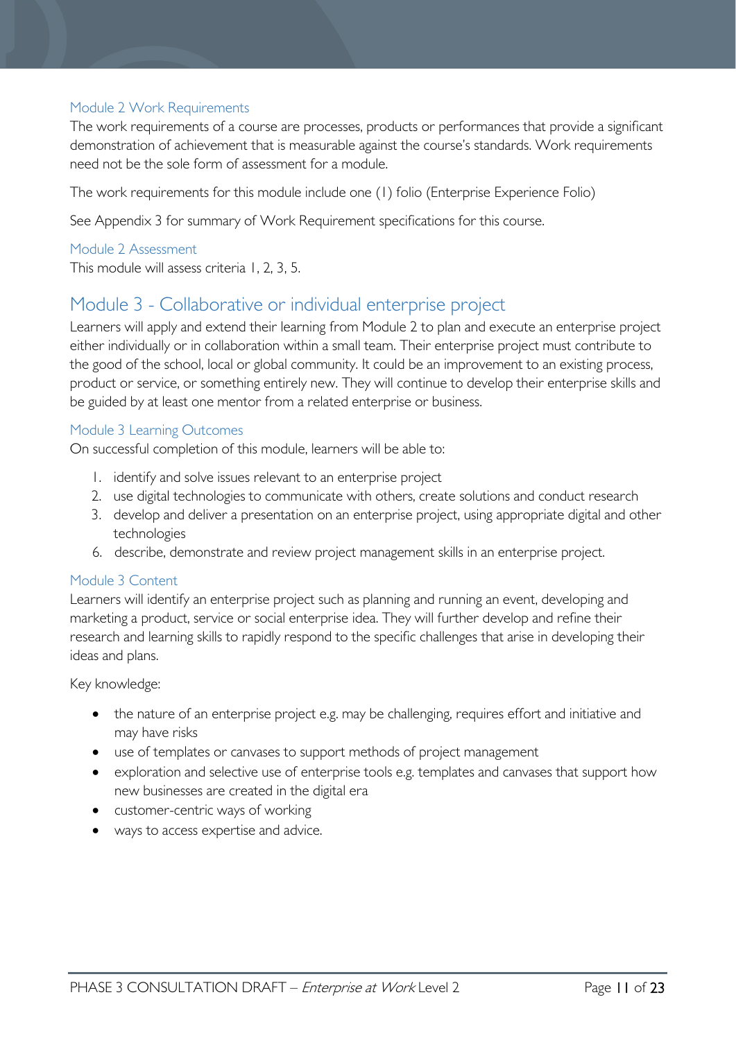### Module 2 Work Requirements

The work requirements of a course are processes, products or performances that provide a significant demonstration of achievement that is measurable against the course's standards. Work requirements need not be the sole form of assessment for a module.

The work requirements for this module include one (1) folio (Enterprise Experience Folio)

See Appendix 3 for summary of Work Requirement specifications for this course.

### Module 2 Assessment

This module will assess criteria 1, 2, 3, 5.

## Module 3 - Collaborative or individual enterprise project

Learners will apply and extend their learning from Module 2 to plan and execute an enterprise project either individually or in collaboration within a small team. Their enterprise project must contribute to the good of the school, local or global community. It could be an improvement to an existing process, product or service, or something entirely new. They will continue to develop their enterprise skills and be guided by at least one mentor from a related enterprise or business.

### Module 3 Learning Outcomes

On successful completion of this module, learners will be able to:

1. identify and solve issues relevant to an enterprise project
2. use digital technologies to communicate with others, create solutions and conduct research
3. develop and deliver a presentation on an enterprise project, using appropriate digital and other technologies
6. describe, demonstrate and review project management skills in an enterprise project.

### Module 3 Content

Learners will identify an enterprise project such as planning and running an event, developing and marketing a product, service or social enterprise idea. They will further develop and refine their research and learning skills to rapidly respond to the specific challenges that arise in developing their ideas and plans.

Key knowledge:

- the nature of an enterprise project e.g. may be challenging, requires effort and initiative and may have risks
- use of templates or canvases to support methods of project management
- exploration and selective use of enterprise tools e.g. templates and canvases that support how new businesses are created in the digital era
- customer-centric ways of working
- ways to access expertise and advice.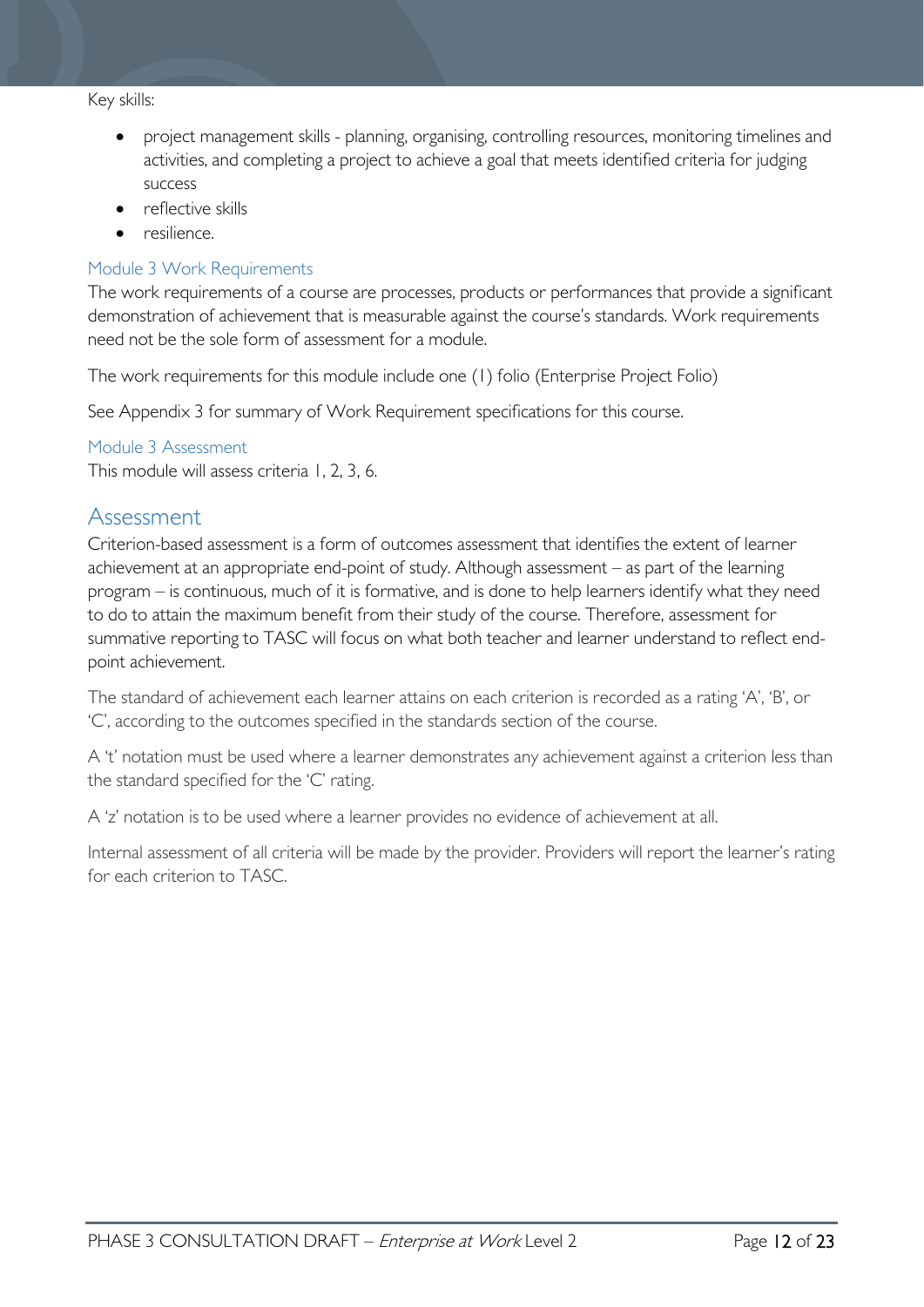Key skills:

- project management skills - planning, organising, controlling resources, monitoring timelines and activities, and completing a project to achieve a goal that meets identified criteria for judging success
- reflective skills
- resilience.

### Module 3 Work Requirements

The work requirements of a course are processes, products or performances that provide a significant demonstration of achievement that is measurable against the course's standards. Work requirements need not be the sole form of assessment for a module.

The work requirements for this module include one (1) folio (Enterprise Project Folio)

See Appendix 3 for summary of Work Requirement specifications for this course.

### Module 3 Assessment

This module will assess criteria 1, 2, 3, 6.

## Assessment

Criterion-based assessment is a form of outcomes assessment that identifies the extent of learner achievement at an appropriate end-point of study. Although assessment – as part of the learning program – is continuous, much of it is formative, and is done to help learners identify what they need to do to attain the maximum benefit from their study of the course. Therefore, assessment for summative reporting to TASC will focus on what both teacher and learner understand to reflect end-point achievement.

The standard of achievement each learner attains on each criterion is recorded as a rating 'A', 'B', or 'C', according to the outcomes specified in the standards section of the course.

A 't' notation must be used where a learner demonstrates any achievement against a criterion less than the standard specified for the 'C' rating.

A 'z' notation is to be used where a learner provides no evidence of achievement at all.

Internal assessment of all criteria will be made by the provider. Providers will report the learner's rating for each criterion to TASC.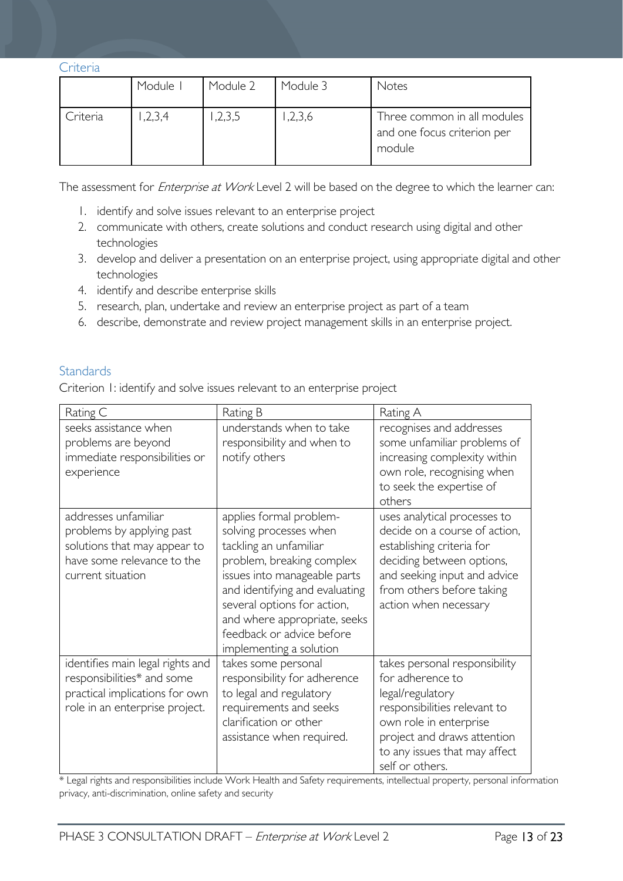### Criteria

| | Module 1 | Module 2 | Module 3 | Notes |
|---|---|---|---|---|
| Criteria | 1,2,3,4 | 1,2,3,5 | 1,2,3,6 | Three common in all modules and one focus criterion per module |

The assessment for *Enterprise at Work* Level 2 will be based on the degree to which the learner can:

1. identify and solve issues relevant to an enterprise project
2. communicate with others, create solutions and conduct research using digital and other technologies
3. develop and deliver a presentation on an enterprise project, using appropriate digital and other technologies
4. identify and describe enterprise skills
5. research, plan, undertake and review an enterprise project as part of a team
6. describe, demonstrate and review project management skills in an enterprise project.

### Standards

Criterion 1: identify and solve issues relevant to an enterprise project

| Rating C | Rating B | Rating A |
|---|---|---|
| seeks assistance when problems are beyond immediate responsibilities or experience | understands when to take responsibility and when to notify others | recognises and addresses some unfamiliar problems of increasing complexity within own role, recognising when to seek the expertise of others |
| addresses unfamiliar problems by applying past solutions that may appear to have some relevance to the current situation | applies formal problem-solving processes when tackling an unfamiliar problem, breaking complex issues into manageable parts and identifying and evaluating several options for action, and where appropriate, seeks feedback or advice before implementing a solution | uses analytical processes to decide on a course of action, establishing criteria for deciding between options, and seeking input and advice from others before taking action when necessary |
| identifies main legal rights and responsibilities* and some practical implications for own role in an enterprise project. | takes some personal responsibility for adherence to legal and regulatory requirements and seeks clarification or other assistance when required. | takes personal responsibility for adherence to legal/regulatory responsibilities relevant to own role in enterprise project and draws attention to any issues that may affect self or others. |

* Legal rights and responsibilities include Work Health and Safety requirements, intellectual property, personal information privacy, anti-discrimination, online safety and security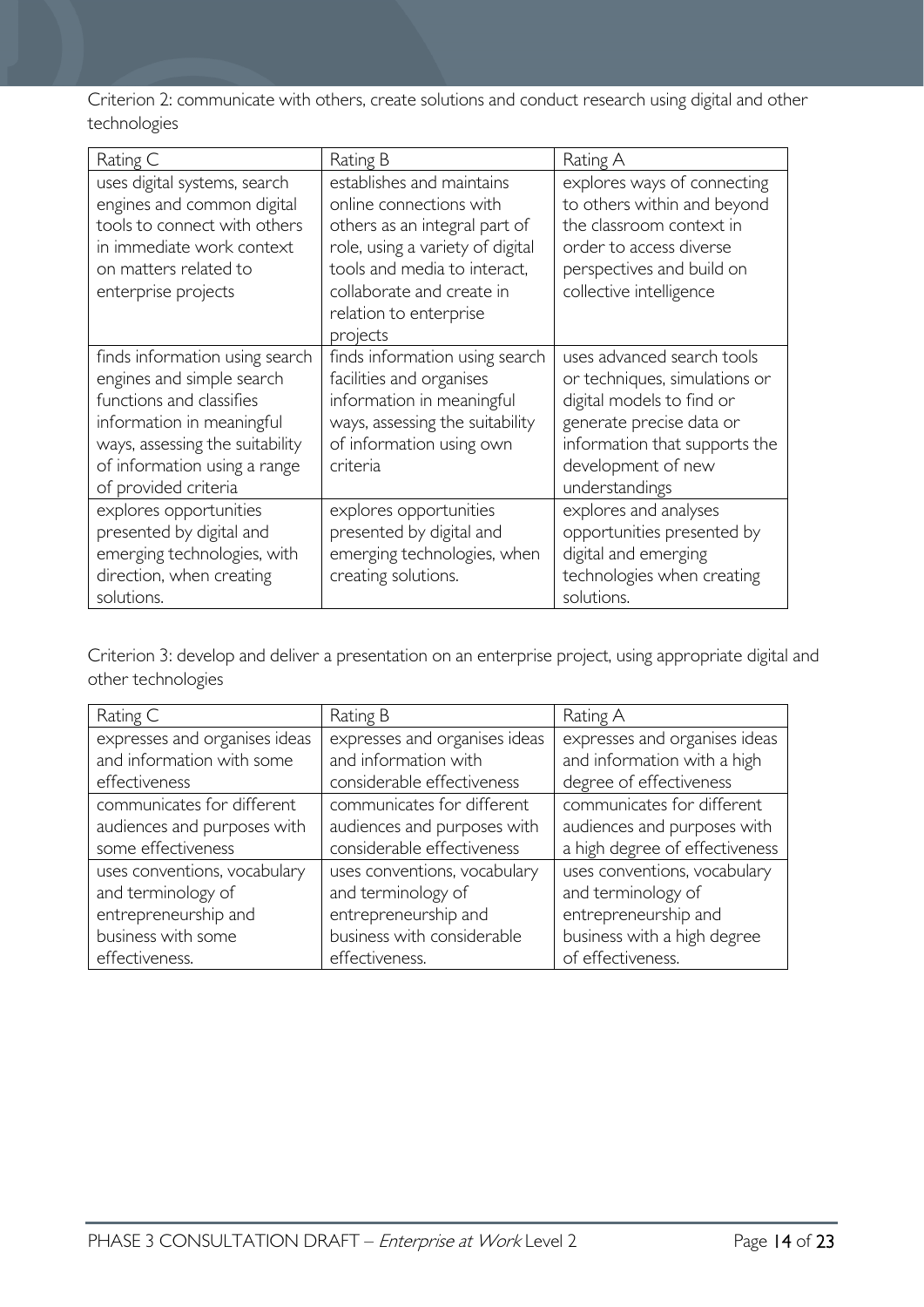Criterion 2: communicate with others, create solutions and conduct research using digital and other technologies

| Rating C | Rating B | Rating A |
| --- | --- | --- |
| uses digital systems, search engines and common digital tools to connect with others in immediate work context on matters related to enterprise projects | establishes and maintains online connections with others as an integral part of role, using a variety of digital tools and media to interact, collaborate and create in relation to enterprise projects | explores ways of connecting to others within and beyond the classroom context in order to access diverse perspectives and build on collective intelligence |
| finds information using search engines and simple search functions and classifies information in meaningful ways, assessing the suitability of information using a range of provided criteria | finds information using search facilities and organises information in meaningful ways, assessing the suitability of information using own criteria | uses advanced search tools or techniques, simulations or digital models to find or generate precise data or information that supports the development of new understandings |
| explores opportunities presented by digital and emerging technologies, with direction, when creating solutions. | explores opportunities presented by digital and emerging technologies, when creating solutions. | explores and analyses opportunities presented by digital and emerging technologies when creating solutions. |

Criterion 3: develop and deliver a presentation on an enterprise project, using appropriate digital and other technologies

| Rating C | Rating B | Rating A |
| --- | --- | --- |
| expresses and organises ideas and information with some effectiveness | expresses and organises ideas and information with considerable effectiveness | expresses and organises ideas and information with a high degree of effectiveness |
| communicates for different audiences and purposes with some effectiveness | communicates for different audiences and purposes with considerable effectiveness | communicates for different audiences and purposes with a high degree of effectiveness |
| uses conventions, vocabulary and terminology of entrepreneurship and business with some effectiveness. | uses conventions, vocabulary and terminology of entrepreneurship and business with considerable effectiveness. | uses conventions, vocabulary and terminology of entrepreneurship and business with a high degree of effectiveness. |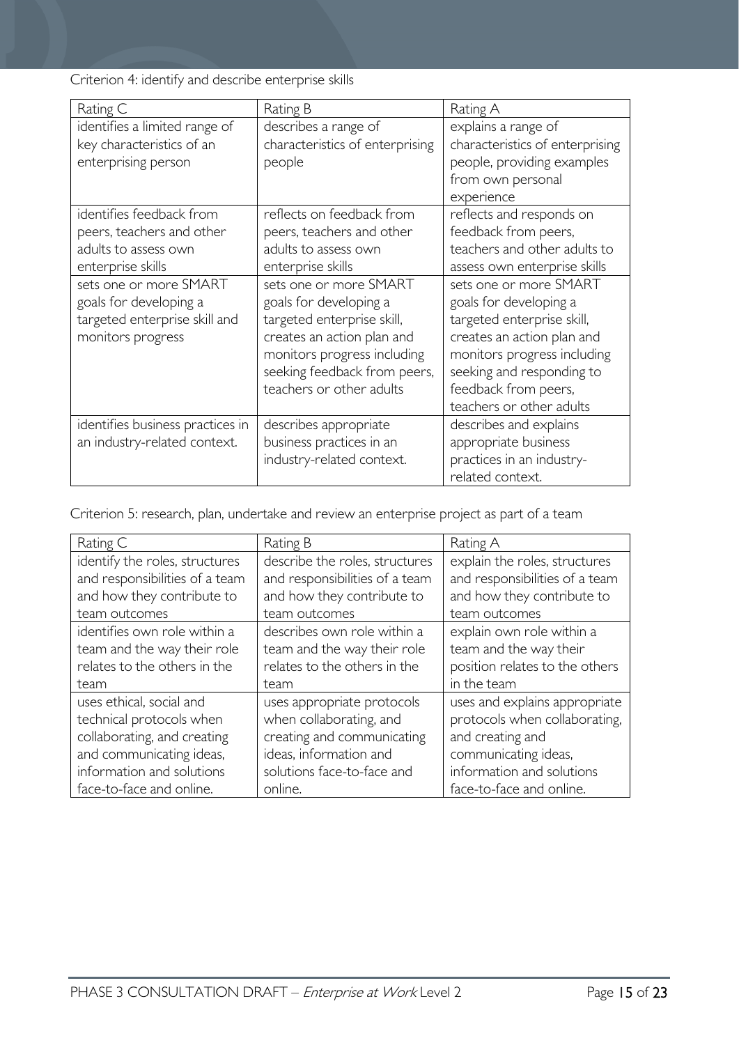Criterion 4: identify and describe enterprise skills

| Rating C | Rating B | Rating A |
|---|---|---|
| identifies a limited range of key characteristics of an enterprising person | describes a range of characteristics of enterprising people | explains a range of characteristics of enterprising people, providing examples from own personal experience |
| identifies feedback from peers, teachers and other adults to assess own enterprise skills | reflects on feedback from peers, teachers and other adults to assess own enterprise skills | reflects and responds on feedback from peers, teachers and other adults to assess own enterprise skills |
| sets one or more SMART goals for developing a targeted enterprise skill and monitors progress | sets one or more SMART goals for developing a targeted enterprise skill, creates an action plan and monitors progress including seeking feedback from peers, teachers or other adults | sets one or more SMART goals for developing a targeted enterprise skill, creates an action plan and monitors progress including seeking and responding to feedback from peers, teachers or other adults |
| identifies business practices in an industry-related context. | describes appropriate business practices in an industry-related context. | describes and explains appropriate business practices in an industry-related context. |

Criterion 5: research, plan, undertake and review an enterprise project as part of a team

| Rating C | Rating B | Rating A |
|---|---|---|
| identify the roles, structures and responsibilities of a team and how they contribute to team outcomes | describe the roles, structures and responsibilities of a team and how they contribute to team outcomes | explain the roles, structures and responsibilities of a team and how they contribute to team outcomes |
| identifies own role within a team and the way their role relates to the others in the team | describes own role within a team and the way their role relates to the others in the team | explain own role within a team and the way their position relates to the others in the team |
| uses ethical, social and technical protocols when collaborating, and creating and communicating ideas, information and solutions face-to-face and online. | uses appropriate protocols when collaborating, and creating and communicating ideas, information and solutions face-to-face and online. | uses and explains appropriate protocols when collaborating, and creating and communicating ideas, information and solutions face-to-face and online. |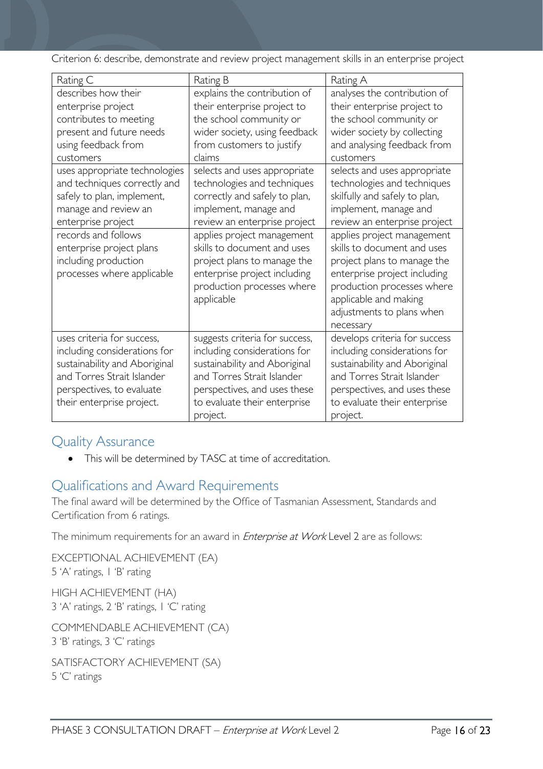Criterion 6: describe, demonstrate and review project management skills in an enterprise project

| Rating C | Rating B | Rating A |
|---|---|---|
| describes how their enterprise project contributes to meeting present and future needs using feedback from customers | explains the contribution of their enterprise project to the school community or wider society, using feedback from customers to justify claims | analyses the contribution of their enterprise project to the school community or wider society by collecting and analysing feedback from customers |
| uses appropriate technologies and techniques correctly and safely to plan, implement, manage and review an enterprise project | selects and uses appropriate technologies and techniques correctly and safely to plan, implement, manage and review an enterprise project | selects and uses appropriate technologies and techniques skilfully and safely to plan, implement, manage and review an enterprise project |
| records and follows enterprise project plans including production processes where applicable | applies project management skills to document and uses project plans to manage the enterprise project including production processes where applicable | applies project management skills to document and uses project plans to manage the enterprise project including production processes where applicable and making adjustments to plans when necessary |
| uses criteria for success, including considerations for sustainability and Aboriginal and Torres Strait Islander perspectives, to evaluate their enterprise project. | suggests criteria for success, including considerations for sustainability and Aboriginal and Torres Strait Islander perspectives, and uses these to evaluate their enterprise project. | develops criteria for success including considerations for sustainability and Aboriginal and Torres Strait Islander perspectives, and uses these to evaluate their enterprise project. |

## Quality Assurance

- This will be determined by TASC at time of accreditation.

## Qualifications and Award Requirements

The final award will be determined by the Office of Tasmanian Assessment, Standards and Certification from 6 ratings.

The minimum requirements for an award in *Enterprise at Work* Level 2 are as follows:

EXCEPTIONAL ACHIEVEMENT (EA)
5 'A' ratings, 1 'B' rating

HIGH ACHIEVEMENT (HA)
3 'A' ratings, 2 'B' ratings, 1 'C' rating

COMMENDABLE ACHIEVEMENT (CA)
3 'B' ratings, 3 'C' ratings

SATISFACTORY ACHIEVEMENT (SA)
5 'C' ratings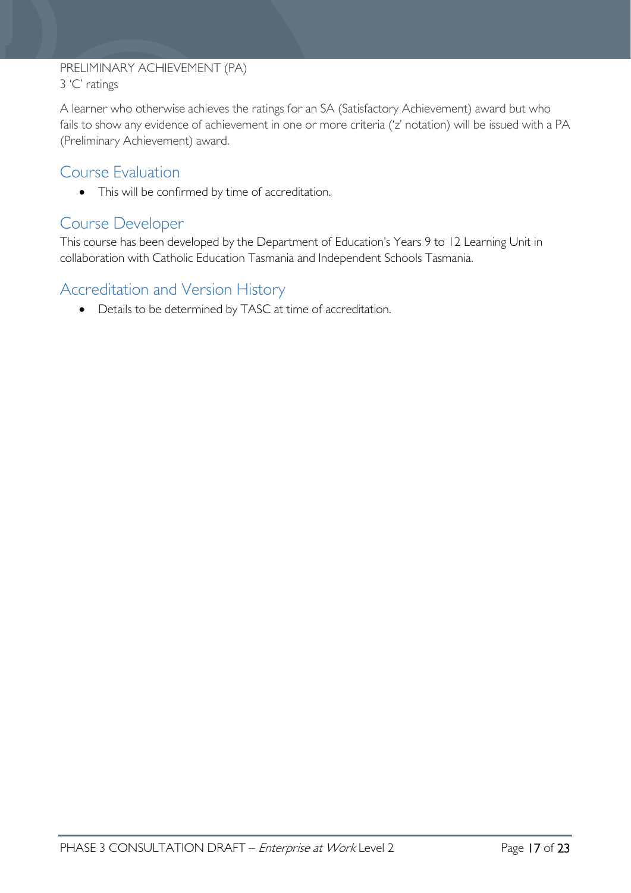PRELIMINARY ACHIEVEMENT (PA)
3 'C' ratings

A learner who otherwise achieves the ratings for an SA (Satisfactory Achievement) award but who fails to show any evidence of achievement in one or more criteria ('z' notation) will be issued with a PA (Preliminary Achievement) award.

## Course Evaluation

- This will be confirmed by time of accreditation.

## Course Developer

This course has been developed by the Department of Education's Years 9 to 12 Learning Unit in collaboration with Catholic Education Tasmania and Independent Schools Tasmania.

## Accreditation and Version History

- Details to be determined by TASC at time of accreditation.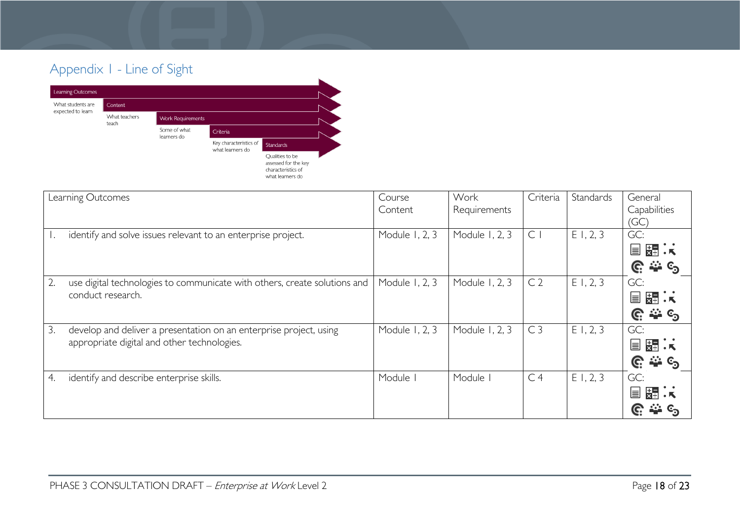## Appendix 1 - Line of Sight

Learning Outcomes — What students are expected to learn

Content — What teachers teach

Work Requirements — Some of what learners do

Criteria — Key characteristics of what learners do

Standards — Qualities to be assessed for the key characteristics of what learners do

| Learning Outcomes | Course Content | Work Requirements | Criteria | Standards | General Capabilities (GC) |
|---|---|---|---|---|---|
| 1. identify and solve issues relevant to an enterprise project. | Module 1, 2, 3 | Module 1, 2, 3 | C 1 | E 1, 2, 3 | GC: |
| 2. use digital technologies to communicate with others, create solutions and conduct research. | Module 1, 2, 3 | Module 1, 2, 3 | C 2 | E 1, 2, 3 | GC: |
| 3. develop and deliver a presentation on an enterprise project, using appropriate digital and other technologies. | Module 1, 2, 3 | Module 1, 2, 3 | C 3 | E 1, 2, 3 | GC: |
| 4. identify and describe enterprise skills. | Module 1 | Module 1 | C 4 | E 1, 2, 3 | GC: |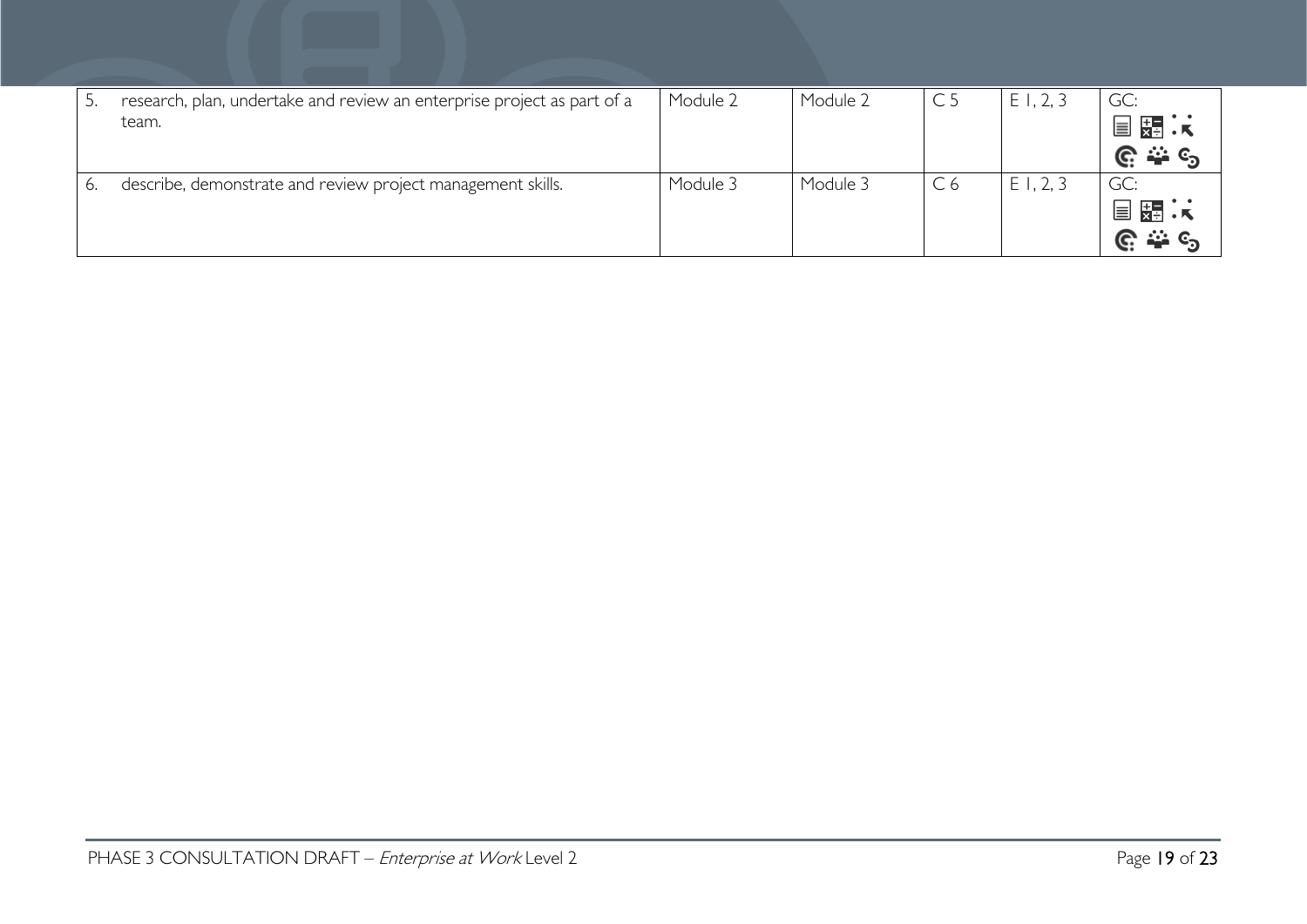| | | | | | |
|---|---|---|---|---|---|
| 5. research, plan, undertake and review an enterprise project as part of a team. | Module 2 | Module 2 | C 5 | E 1, 2, 3 | GC: |
| 6. describe, demonstrate and review project management skills. | Module 3 | Module 3 | C 6 | E 1, 2, 3 | GC: |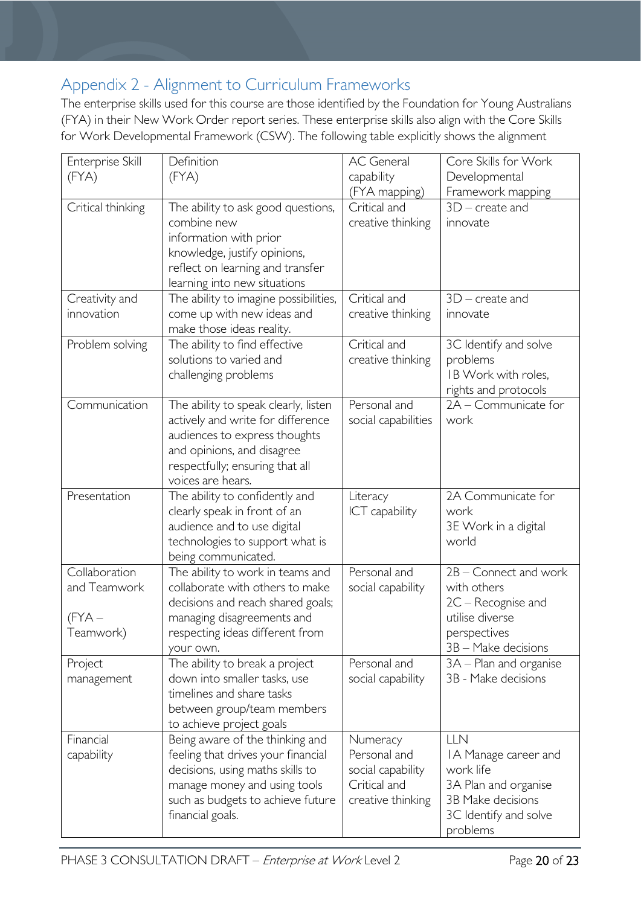## Appendix 2 - Alignment to Curriculum Frameworks

The enterprise skills used for this course are those identified by the Foundation for Young Australians (FYA) in their New Work Order report series. These enterprise skills also align with the Core Skills for Work Developmental Framework (CSW). The following table explicitly shows the alignment

| Enterprise Skill (FYA) | Definition (FYA) | AC General capability (FYA mapping) | Core Skills for Work Developmental Framework mapping |
|---|---|---|---|
| Critical thinking | The ability to ask good questions, combine new information with prior knowledge, justify opinions, reflect on learning and transfer learning into new situations | Critical and creative thinking | 3D – create and innovate |
| Creativity and innovation | The ability to imagine possibilities, come up with new ideas and make those ideas reality. | Critical and creative thinking | 3D – create and innovate |
| Problem solving | The ability to find effective solutions to varied and challenging problems | Critical and creative thinking | 3C Identify and solve problems<br>1B Work with roles, rights and protocols |
| Communication | The ability to speak clearly, listen actively and write for difference audiences to express thoughts and opinions, and disagree respectfully; ensuring that all voices are hears. | Personal and social capabilities | 2A – Communicate for work |
| Presentation | The ability to confidently and clearly speak in front of an audience and to use digital technologies to support what is being communicated. | Literacy<br>ICT capability | 2A Communicate for work<br>3E Work in a digital world |
| Collaboration and Teamwork<br><br>(FYA – Teamwork) | The ability to work in teams and collaborate with others to make decisions and reach shared goals; managing disagreements and respecting ideas different from your own. | Personal and social capability | 2B – Connect and work with others<br>2C – Recognise and utilise diverse perspectives<br>3B – Make decisions |
| Project management | The ability to break a project down into smaller tasks, use timelines and share tasks between group/team members to achieve project goals | Personal and social capability | 3A – Plan and organise<br>3B - Make decisions |
| Financial capability | Being aware of the thinking and feeling that drives your financial decisions, using maths skills to manage money and using tools such as budgets to achieve future financial goals. | Numeracy<br>Personal and social capability<br>Critical and creative thinking | LLN<br>1A Manage career and work life<br>3A Plan and organise<br>3B Make decisions<br>3C Identify and solve problems |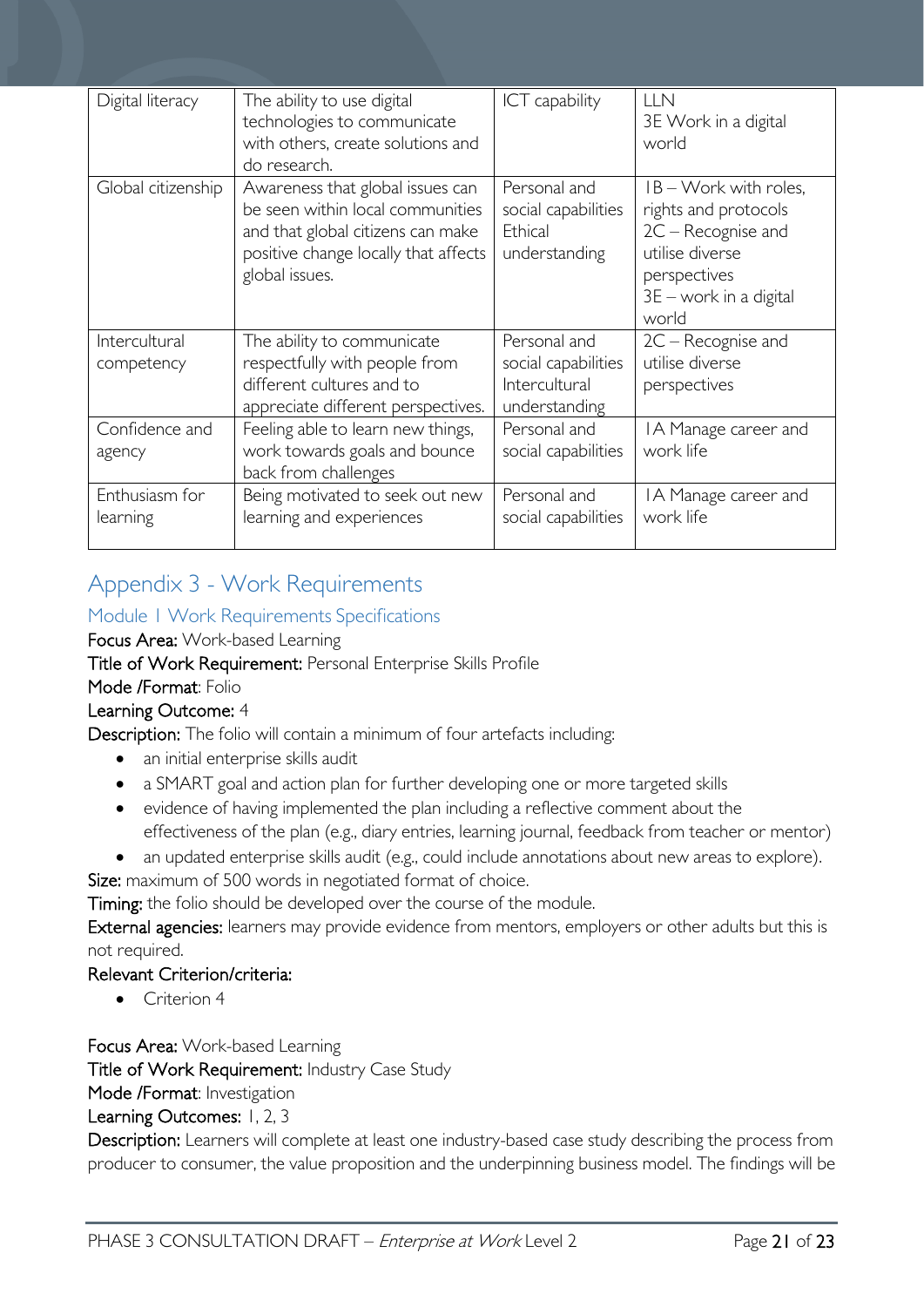| Digital literacy | The ability to use digital technologies to communicate with others, create solutions and do research. | ICT capability | LLN<br>3E Work in a digital world |
|---|---|---|---|
| Global citizenship | Awareness that global issues can be seen within local communities and that global citizens can make positive change locally that affects global issues. | Personal and social capabilities<br>Ethical understanding | 1B – Work with roles, rights and protocols<br>2C – Recognise and utilise diverse perspectives<br>3E – work in a digital world |
| Intercultural competency | The ability to communicate respectfully with people from different cultures and to appreciate different perspectives. | Personal and social capabilities<br>Intercultural understanding | 2C – Recognise and utilise diverse perspectives |
| Confidence and agency | Feeling able to learn new things, work towards goals and bounce back from challenges | Personal and social capabilities | 1A Manage career and work life |
| Enthusiasm for learning | Being motivated to seek out new learning and experiences | Personal and social capabilities | 1A Manage career and work life |

# Appendix 3 - Work Requirements

## Module 1 Work Requirements Specifications

**Focus Area:** Work-based Learning

**Title of Work Requirement:** Personal Enterprise Skills Profile

**Mode /Format**: Folio

**Learning Outcome:** 4

**Description:** The folio will contain a minimum of four artefacts including:

- an initial enterprise skills audit
- a SMART goal and action plan for further developing one or more targeted skills
- evidence of having implemented the plan including a reflective comment about the effectiveness of the plan (e.g., diary entries, learning journal, feedback from teacher or mentor)
- an updated enterprise skills audit (e.g., could include annotations about new areas to explore).

**Size:** maximum of 500 words in negotiated format of choice.

**Timing:** the folio should be developed over the course of the module.

**External agencies:** learners may provide evidence from mentors, employers or other adults but this is not required.

**Relevant Criterion/criteria:**

- Criterion 4

**Focus Area:** Work-based Learning

**Title of Work Requirement:** Industry Case Study

**Mode /Format**: Investigation

**Learning Outcomes:** 1, 2, 3

**Description:** Learners will complete at least one industry-based case study describing the process from producer to consumer, the value proposition and the underpinning business model. The findings will be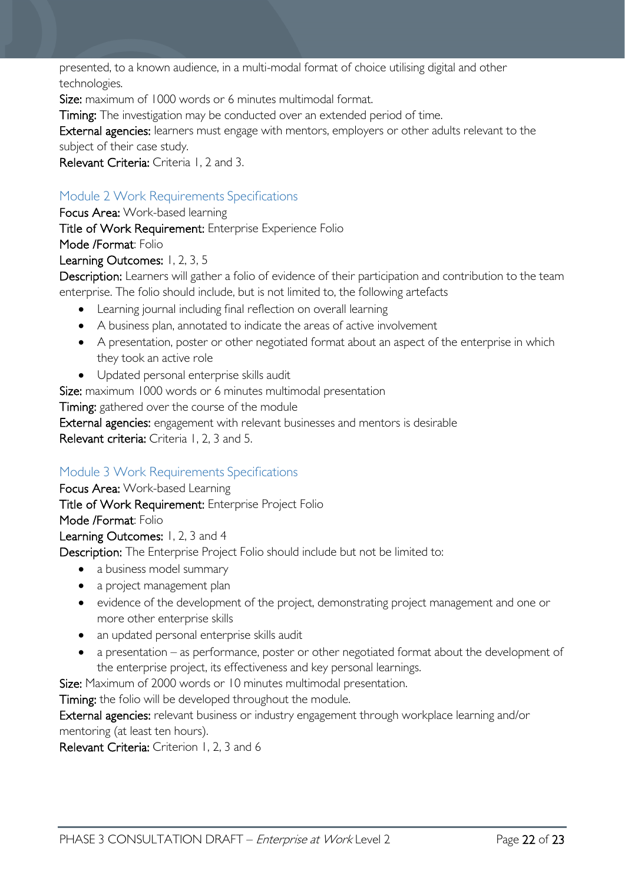presented, to a known audience, in a multi-modal format of choice utilising digital and other technologies.

**Size:** maximum of 1000 words or 6 minutes multimodal format.

**Timing:** The investigation may be conducted over an extended period of time.

**External agencies:** learners must engage with mentors, employers or other adults relevant to the subject of their case study.

**Relevant Criteria:** Criteria 1, 2 and 3.

### Module 2 Work Requirements Specifications

**Focus Area:** Work-based learning

**Title of Work Requirement:** Enterprise Experience Folio

**Mode /Format**: Folio

**Learning Outcomes:** 1, 2, 3, 5

**Description:** Learners will gather a folio of evidence of their participation and contribution to the team enterprise. The folio should include, but is not limited to, the following artefacts

- Learning journal including final reflection on overall learning
- A business plan, annotated to indicate the areas of active involvement
- A presentation, poster or other negotiated format about an aspect of the enterprise in which they took an active role
- Updated personal enterprise skills audit

**Size:** maximum 1000 words or 6 minutes multimodal presentation

**Timing:** gathered over the course of the module

**External agencies:** engagement with relevant businesses and mentors is desirable

**Relevant criteria:** Criteria 1, 2, 3 and 5.

### Module 3 Work Requirements Specifications

**Focus Area:** Work-based Learning

**Title of Work Requirement:** Enterprise Project Folio

**Mode /Format**: Folio

**Learning Outcomes:** 1, 2, 3 and 4

**Description:** The Enterprise Project Folio should include but not be limited to:

- a business model summary
- a project management plan
- evidence of the development of the project, demonstrating project management and one or more other enterprise skills
- an updated personal enterprise skills audit
- a presentation – as performance, poster or other negotiated format about the development of the enterprise project, its effectiveness and key personal learnings.

**Size:** Maximum of 2000 words or 10 minutes multimodal presentation.

**Timing:** the folio will be developed throughout the module.

**External agencies:** relevant business or industry engagement through workplace learning and/or mentoring (at least ten hours).

**Relevant Criteria:** Criterion 1, 2, 3 and 6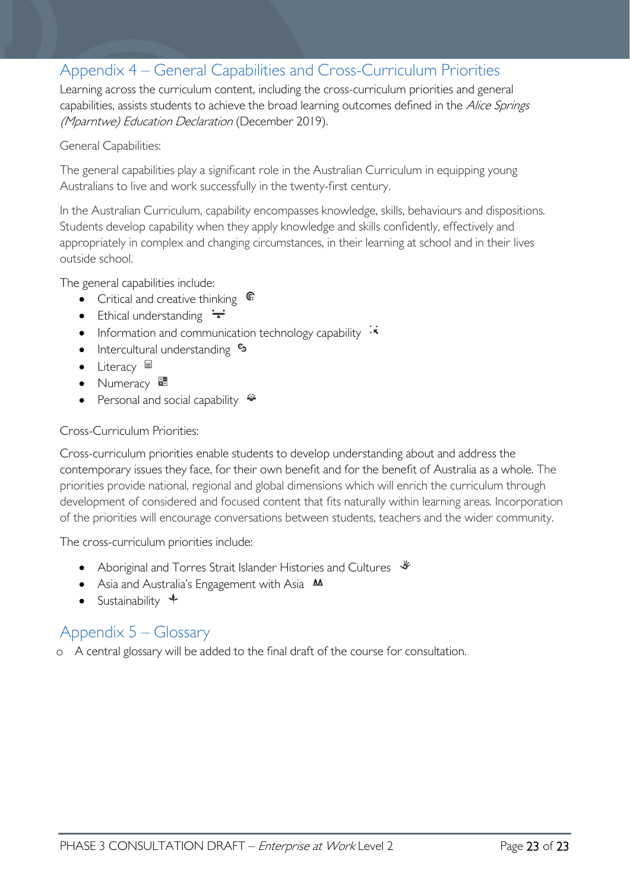## Appendix 4 – General Capabilities and Cross-Curriculum Priorities

Learning across the curriculum content, including the cross-curriculum priorities and general capabilities, assists students to achieve the broad learning outcomes defined in the *Alice Springs (Mparntwe) Education Declaration* (December 2019).

General Capabilities:

The general capabilities play a significant role in the Australian Curriculum in equipping young Australians to live and work successfully in the twenty-first century.

In the Australian Curriculum, capability encompasses knowledge, skills, behaviours and dispositions. Students develop capability when they apply knowledge and skills confidently, effectively and appropriately in complex and changing circumstances, in their learning at school and in their lives outside school.

The general capabilities include:

- Critical and creative thinking
- Ethical understanding
- Information and communication technology capability
- Intercultural understanding
- Literacy
- Numeracy
- Personal and social capability

Cross-Curriculum Priorities:

Cross-curriculum priorities enable students to develop understanding about and address the contemporary issues they face, for their own benefit and for the benefit of Australia as a whole. The priorities provide national, regional and global dimensions which will enrich the curriculum through development of considered and focused content that fits naturally within learning areas. Incorporation of the priorities will encourage conversations between students, teachers and the wider community.

The cross-curriculum priorities include:

- Aboriginal and Torres Strait Islander Histories and Cultures
- Asia and Australia's Engagement with Asia
- Sustainability

## Appendix 5 – Glossary

- A central glossary will be added to the final draft of the course for consultation.